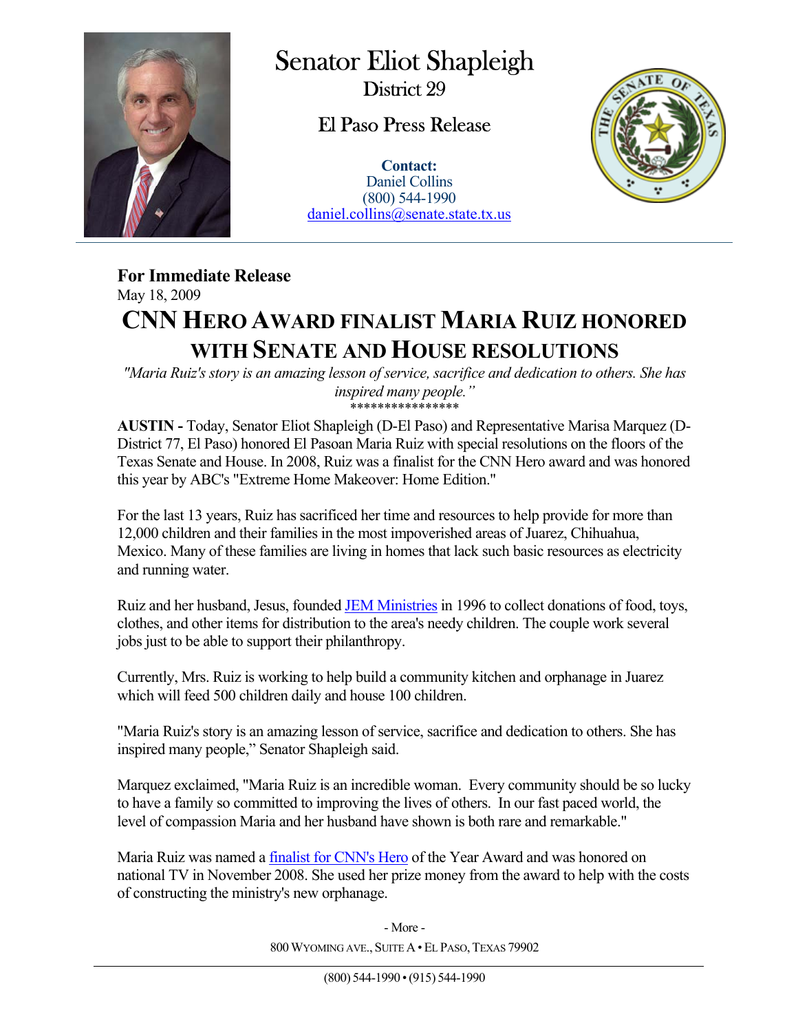# Senator Eliot Shapleigh

District 29

El Paso Press Release

**Contact:**
Daniel Collins
(800) 544-1990
daniel.collins@senate.state.tx.us

**For Immediate Release**
May 18, 2009

## CNN HERO AWARD FINALIST MARIA RUIZ HONORED WITH SENATE AND HOUSE RESOLUTIONS

*"Maria Ruiz's story is an amazing lesson of service, sacrifice and dedication to others. She has inspired many people."*

****************

**AUSTIN -** Today, Senator Eliot Shapleigh (D-El Paso) and Representative Marisa Marquez (D-District 77, El Paso) honored El Pasoan Maria Ruiz with special resolutions on the floors of the Texas Senate and House. In 2008, Ruiz was a finalist for the CNN Hero award and was honored this year by ABC's "Extreme Home Makeover: Home Edition."

For the last 13 years, Ruiz has sacrificed her time and resources to help provide for more than 12,000 children and their families in the most impoverished areas of Juarez, Chihuahua, Mexico. Many of these families are living in homes that lack such basic resources as electricity and running water.

Ruiz and her husband, Jesus, founded JEM Ministries in 1996 to collect donations of food, toys, clothes, and other items for distribution to the area's needy children. The couple work several jobs just to be able to support their philanthropy.

Currently, Mrs. Ruiz is working to help build a community kitchen and orphanage in Juarez which will feed 500 children daily and house 100 children.

"Maria Ruiz's story is an amazing lesson of service, sacrifice and dedication to others. She has inspired many people," Senator Shapleigh said.

Marquez exclaimed, "Maria Ruiz is an incredible woman. Every community should be so lucky to have a family so committed to improving the lives of others. In our fast paced world, the level of compassion Maria and her husband have shown is both rare and remarkable."

Maria Ruiz was named a finalist for CNN's Hero of the Year Award and was honored on national TV in November 2008. She used her prize money from the award to help with the costs of constructing the ministry's new orphanage.

- More -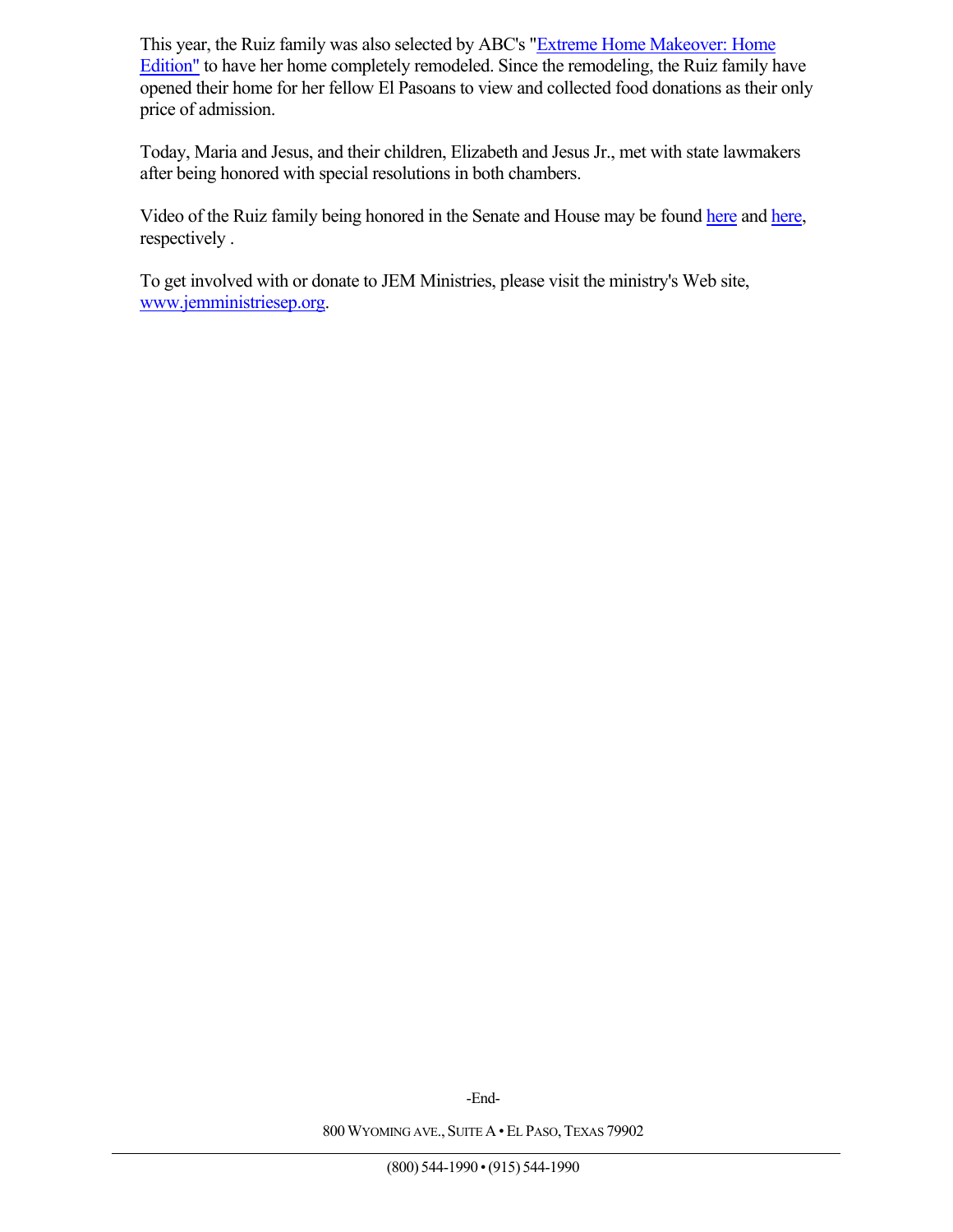This year, the Ruiz family was also selected by ABC's "Extreme Home Makeover: Home Edition" to have her home completely remodeled. Since the remodeling, the Ruiz family have opened their home for her fellow El Pasoans to view and collected food donations as their only price of admission.

Today, Maria and Jesus, and their children, Elizabeth and Jesus Jr., met with state lawmakers after being honored with special resolutions in both chambers.

Video of the Ruiz family being honored in the Senate and House may be found here and here, respectively .

To get involved with or donate to JEM Ministries, please visit the ministry's Web site, www.jemministriesep.org.

-End-

800 WYOMING AVE., SUITE A • EL PASO, TEXAS 79902

(800) 544-1990 • (915) 544-1990